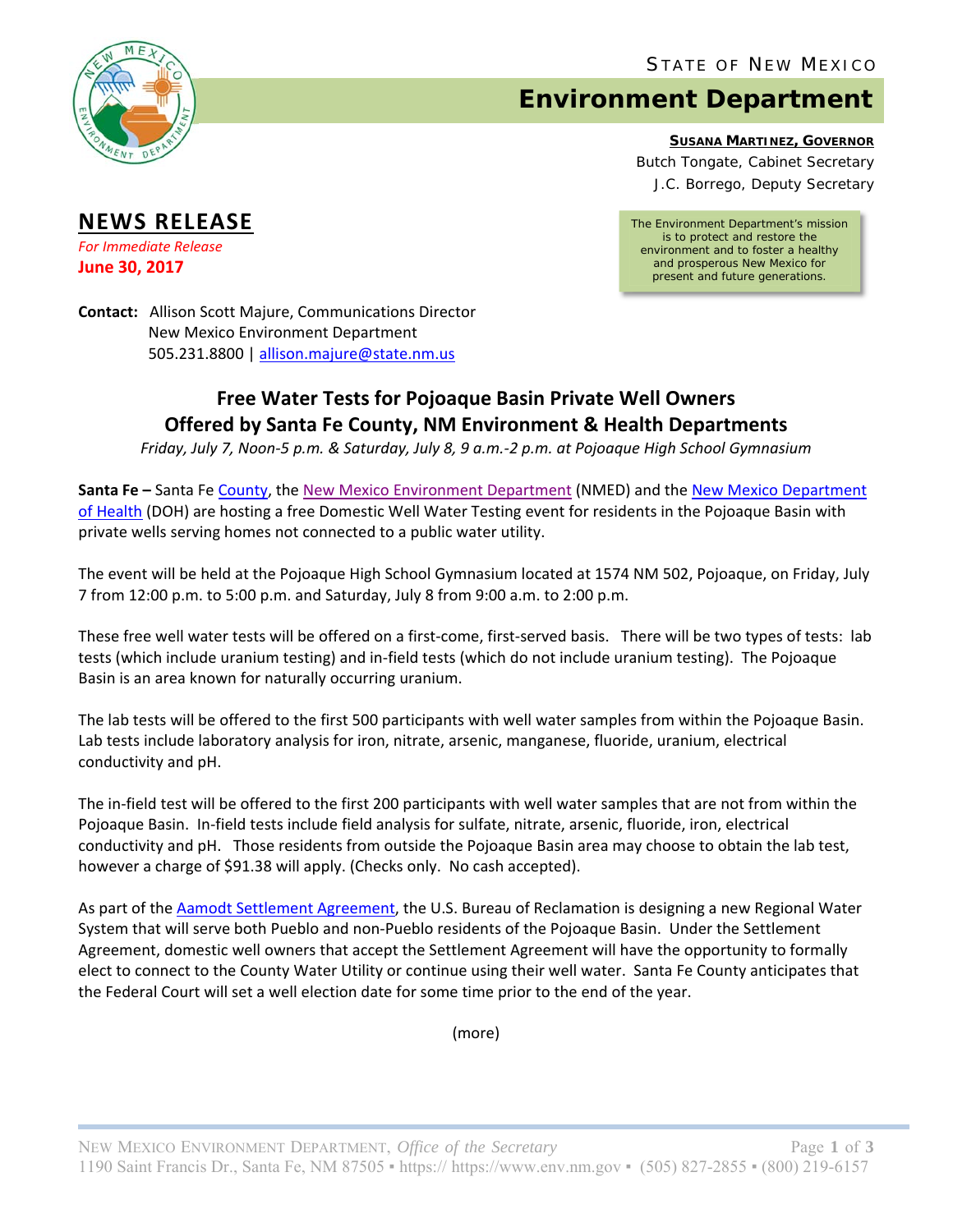STATE OF NEW MEXICO

# Environment Department

**SUSANA MARTINEZ, GOVERNOR**
Butch Tongate, Cabinet Secretary
J.C. Borrego, Deputy Secretary

The Environment Department's mission is to protect and restore the environment and to foster a healthy and prosperous New Mexico for present and future generations.

## NEWS RELEASE

*For Immediate Release*
**June 30, 2017**

**Contact:** Allison Scott Majure, Communications Director
New Mexico Environment Department
505.231.8800 | allison.majure@state.nm.us

### Free Water Tests for Pojoaque Basin Private Well Owners Offered by Santa Fe County, NM Environment & Health Departments

*Friday, July 7, Noon-5 p.m. & Saturday, July 8, 9 a.m.-2 p.m. at Pojoaque High School Gymnasium*

**Santa Fe –** Santa Fe County, the New Mexico Environment Department (NMED) and the New Mexico Department of Health (DOH) are hosting a free Domestic Well Water Testing event for residents in the Pojoaque Basin with private wells serving homes not connected to a public water utility.

The event will be held at the Pojoaque High School Gymnasium located at 1574 NM 502, Pojoaque, on Friday, July 7 from 12:00 p.m. to 5:00 p.m. and Saturday, July 8 from 9:00 a.m. to 2:00 p.m.

These free well water tests will be offered on a first-come, first-served basis. There will be two types of tests: lab tests (which include uranium testing) and in-field tests (which do not include uranium testing). The Pojoaque Basin is an area known for naturally occurring uranium.

The lab tests will be offered to the first 500 participants with well water samples from within the Pojoaque Basin. Lab tests include laboratory analysis for iron, nitrate, arsenic, manganese, fluoride, uranium, electrical conductivity and pH.

The in-field test will be offered to the first 200 participants with well water samples that are not from within the Pojoaque Basin. In-field tests include field analysis for sulfate, nitrate, arsenic, fluoride, iron, electrical conductivity and pH. Those residents from outside the Pojoaque Basin area may choose to obtain the lab test, however a charge of $91.38 will apply. (Checks only. No cash accepted).

As part of the Aamodt Settlement Agreement, the U.S. Bureau of Reclamation is designing a new Regional Water System that will serve both Pueblo and non-Pueblo residents of the Pojoaque Basin. Under the Settlement Agreement, domestic well owners that accept the Settlement Agreement will have the opportunity to formally elect to connect to the County Water Utility or continue using their well water. Santa Fe County anticipates that the Federal Court will set a well election date for some time prior to the end of the year.

(more)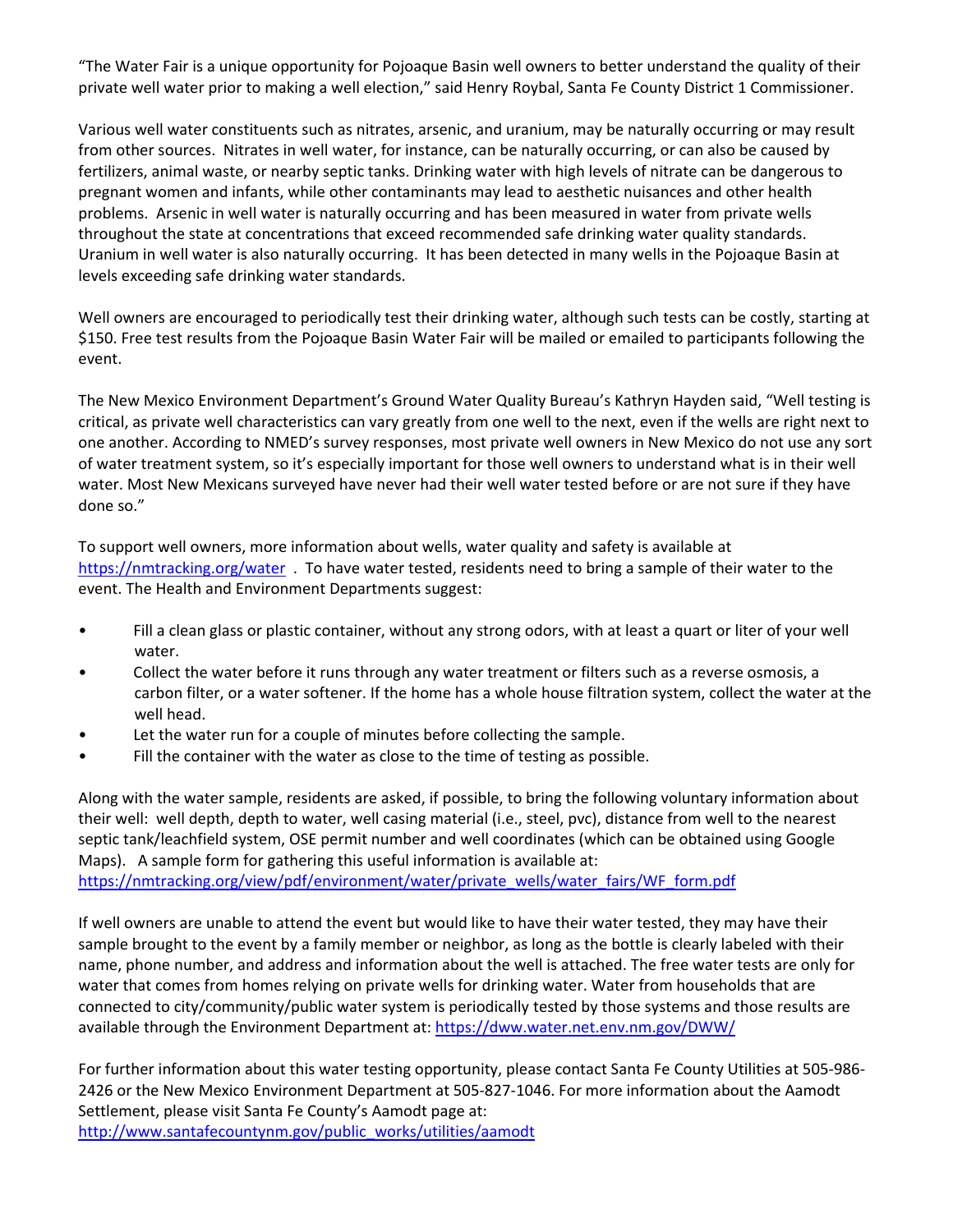"The Water Fair is a unique opportunity for Pojoaque Basin well owners to better understand the quality of their private well water prior to making a well election," said Henry Roybal, Santa Fe County District 1 Commissioner.

Various well water constituents such as nitrates, arsenic, and uranium, may be naturally occurring or may result from other sources. Nitrates in well water, for instance, can be naturally occurring, or can also be caused by fertilizers, animal waste, or nearby septic tanks. Drinking water with high levels of nitrate can be dangerous to pregnant women and infants, while other contaminants may lead to aesthetic nuisances and other health problems. Arsenic in well water is naturally occurring and has been measured in water from private wells throughout the state at concentrations that exceed recommended safe drinking water quality standards. Uranium in well water is also naturally occurring. It has been detected in many wells in the Pojoaque Basin at levels exceeding safe drinking water standards.

Well owners are encouraged to periodically test their drinking water, although such tests can be costly, starting at $150. Free test results from the Pojoaque Basin Water Fair will be mailed or emailed to participants following the event.

The New Mexico Environment Department's Ground Water Quality Bureau's Kathryn Hayden said, "Well testing is critical, as private well characteristics can vary greatly from one well to the next, even if the wells are right next to one another. According to NMED's survey responses, most private well owners in New Mexico do not use any sort of water treatment system, so it's especially important for those well owners to understand what is in their well water. Most New Mexicans surveyed have never had their well water tested before or are not sure if they have done so."

To support well owners, more information about wells, water quality and safety is available at https://nmtracking.org/water . To have water tested, residents need to bring a sample of their water to the event. The Health and Environment Departments suggest:

- Fill a clean glass or plastic container, without any strong odors, with at least a quart or liter of your well water.
- Collect the water before it runs through any water treatment or filters such as a reverse osmosis, a carbon filter, or a water softener. If the home has a whole house filtration system, collect the water at the well head.
- Let the water run for a couple of minutes before collecting the sample.
- Fill the container with the water as close to the time of testing as possible.

Along with the water sample, residents are asked, if possible, to bring the following voluntary information about their well: well depth, depth to water, well casing material (i.e., steel, pvc), distance from well to the nearest septic tank/leachfield system, OSE permit number and well coordinates (which can be obtained using Google Maps). A sample form for gathering this useful information is available at: https://nmtracking.org/view/pdf/environment/water/private_wells/water_fairs/WF_form.pdf

If well owners are unable to attend the event but would like to have their water tested, they may have their sample brought to the event by a family member or neighbor, as long as the bottle is clearly labeled with their name, phone number, and address and information about the well is attached. The free water tests are only for water that comes from homes relying on private wells for drinking water. Water from households that are connected to city/community/public water system is periodically tested by those systems and those results are available through the Environment Department at: https://dww.water.net.env.nm.gov/DWW/

For further information about this water testing opportunity, please contact Santa Fe County Utilities at 505-986-2426 or the New Mexico Environment Department at 505-827-1046. For more information about the Aamodt Settlement, please visit Santa Fe County's Aamodt page at: http://www.santafecountynm.gov/public_works/utilities/aamodt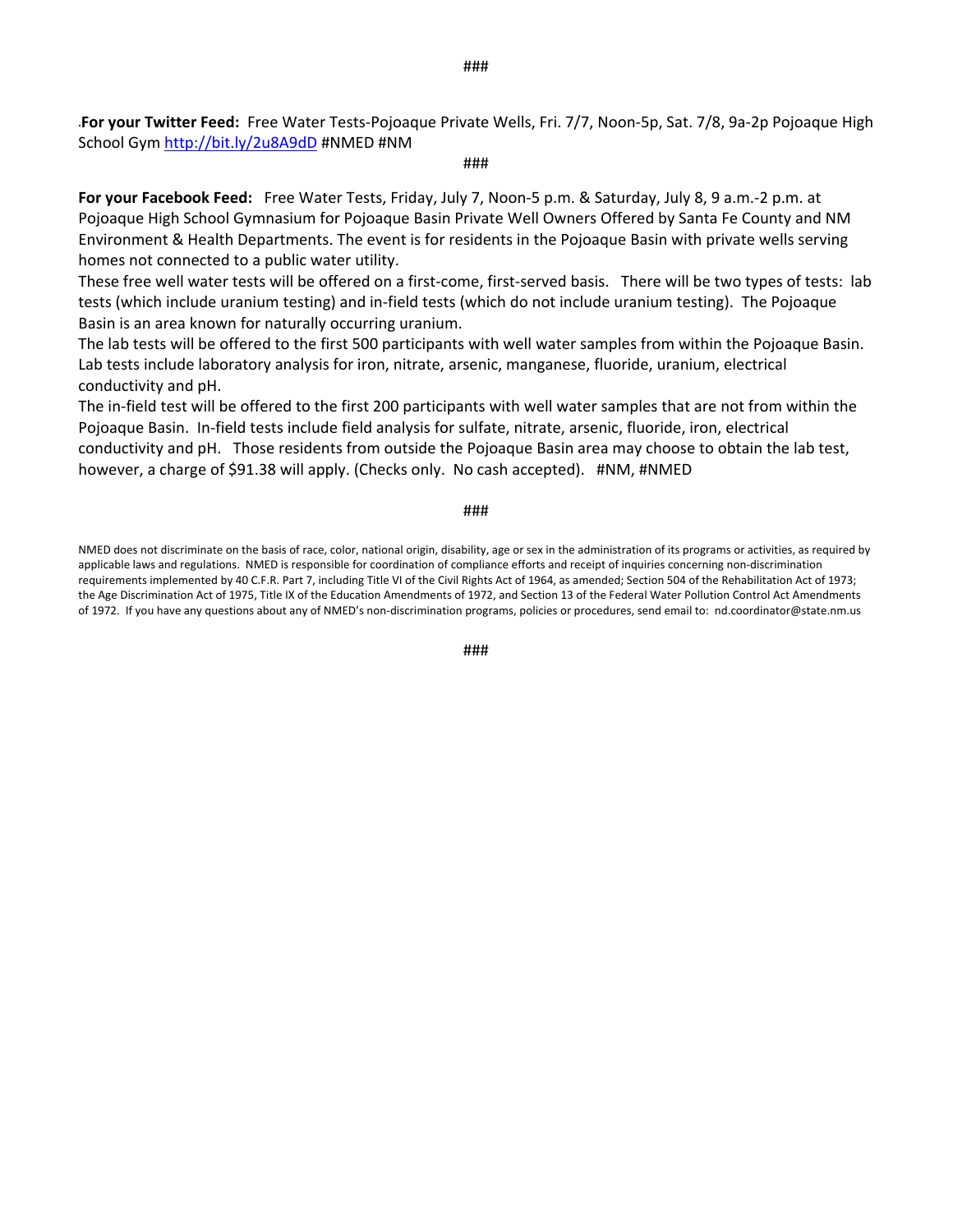###

.**For your Twitter Feed:** Free Water Tests-Pojoaque Private Wells, Fri. 7/7, Noon-5p, Sat. 7/8, 9a-2p Pojoaque High School Gym http://bit.ly/2u8A9dD #NMED #NM

###

**For your Facebook Feed:** Free Water Tests, Friday, July 7, Noon-5 p.m. & Saturday, July 8, 9 a.m.-2 p.m. at Pojoaque High School Gymnasium for Pojoaque Basin Private Well Owners Offered by Santa Fe County and NM Environment & Health Departments. The event is for residents in the Pojoaque Basin with private wells serving homes not connected to a public water utility.

These free well water tests will be offered on a first-come, first-served basis. There will be two types of tests: lab tests (which include uranium testing) and in-field tests (which do not include uranium testing). The Pojoaque Basin is an area known for naturally occurring uranium.

The lab tests will be offered to the first 500 participants with well water samples from within the Pojoaque Basin. Lab tests include laboratory analysis for iron, nitrate, arsenic, manganese, fluoride, uranium, electrical conductivity and pH.

The in-field test will be offered to the first 200 participants with well water samples that are not from within the Pojoaque Basin. In-field tests include field analysis for sulfate, nitrate, arsenic, fluoride, iron, electrical conductivity and pH. Those residents from outside the Pojoaque Basin area may choose to obtain the lab test, however, a charge of $91.38 will apply. (Checks only. No cash accepted). #NM, #NMED

###

NMED does not discriminate on the basis of race, color, national origin, disability, age or sex in the administration of its programs or activities, as required by applicable laws and regulations. NMED is responsible for coordination of compliance efforts and receipt of inquiries concerning non-discrimination requirements implemented by 40 C.F.R. Part 7, including Title VI of the Civil Rights Act of 1964, as amended; Section 504 of the Rehabilitation Act of 1973; the Age Discrimination Act of 1975, Title IX of the Education Amendments of 1972, and Section 13 of the Federal Water Pollution Control Act Amendments of 1972. If you have any questions about any of NMED's non-discrimination programs, policies or procedures, send email to: nd.coordinator@state.nm.us

###